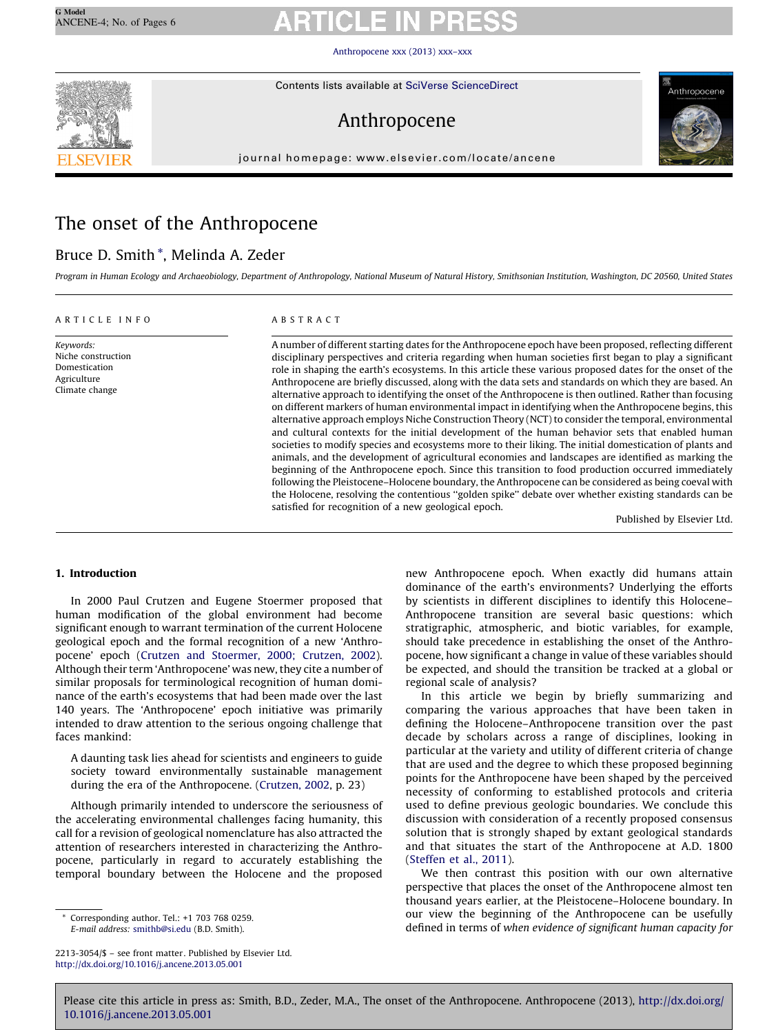# The onset of the Anthropocene

Bruce D. Smith *, Melinda A. Zeder

*Program in Human Ecology and Archaeobiology, Department of Anthropology, National Museum of Natural History, Smithsonian Institution, Washington, DC 20560, United States*

ARTICLE INFO

*Keywords:*
Niche construction
Domestication
Agriculture
Climate change

ABSTRACT

A number of different starting dates for the Anthropocene epoch have been proposed, reflecting different disciplinary perspectives and criteria regarding when human societies first began to play a significant role in shaping the earth's ecosystems. In this article these various proposed dates for the onset of the Anthropocene are briefly discussed, along with the data sets and standards on which they are based. An alternative approach to identifying the onset of the Anthropocene is then outlined. Rather than focusing on different markers of human environmental impact in identifying when the Anthropocene begins, this alternative approach employs Niche Construction Theory (NCT) to consider the temporal, environmental and cultural contexts for the initial development of the human behavior sets that enabled human societies to modify species and ecosystems more to their liking. The initial domestication of plants and animals, and the development of agricultural economies and landscapes are identified as marking the beginning of the Anthropocene epoch. Since this transition to food production occurred immediately following the Pleistocene–Holocene boundary, the Anthropocene can be considered as being coeval with the Holocene, resolving the contentious "golden spike" debate over whether existing standards can be satisfied for recognition of a new geological epoch.

Published by Elsevier Ltd.

## 1. Introduction

In 2000 Paul Crutzen and Eugene Stoermer proposed that human modification of the global environment had become significant enough to warrant termination of the current Holocene geological epoch and the formal recognition of a new 'Anthropocene' epoch (Crutzen and Stoermer, 2000; Crutzen, 2002). Although their term 'Anthropocene' was new, they cite a number of similar proposals for terminological recognition of human dominance of the earth's ecosystems that had been made over the last 140 years. The 'Anthropocene' epoch initiative was primarily intended to draw attention to the serious ongoing challenge that faces mankind:

> A daunting task lies ahead for scientists and engineers to guide society toward environmentally sustainable management during the era of the Anthropocene. (Crutzen, 2002, p. 23)

Although primarily intended to underscore the seriousness of the accelerating environmental challenges facing humanity, this call for a revision of geological nomenclature has also attracted the attention of researchers interested in characterizing the Anthropocene, particularly in regard to accurately establishing the temporal boundary between the Holocene and the proposed new Anthropocene epoch. When exactly did humans attain dominance of the earth's environments? Underlying the efforts by scientists in different disciplines to identify this Holocene–Anthropocene transition are several basic questions: which stratigraphic, atmospheric, and biotic variables, for example, should take precedence in establishing the onset of the Anthropocene, how significant a change in value of these variables should be expected, and should the transition be tracked at a global or regional scale of analysis?

In this article we begin by briefly summarizing and comparing the various approaches that have been taken in defining the Holocene–Anthropocene transition over the past decade by scholars across a range of disciplines, looking in particular at the variety and utility of different criteria of change that are used and the degree to which these proposed beginning points for the Anthropocene have been shaped by the perceived necessity of conforming to established protocols and criteria used to define previous geologic boundaries. We conclude this discussion with consideration of a recently proposed consensus solution that is strongly shaped by extant geological standards and that situates the start of the Anthropocene at A.D. 1800 (Steffen et al., 2011).

We then contrast this position with our own alternative perspective that places the onset of the Anthropocene almost ten thousand years earlier, at the Pleistocene–Holocene boundary. In our view the beginning of the Anthropocene can be usefully defined in terms of *when evidence of significant human capacity for*

---

\* Corresponding author. Tel.: +1 703 768 0259.
*E-mail address:* smithb@si.edu (B.D. Smith).

2213-3054/$ – see front matter. Published by Elsevier Ltd.
http://dx.doi.org/10.1016/j.ancene.2013.05.001

Please cite this article in press as: Smith, B.D., Zeder, M.A., The onset of the Anthropocene. Anthropocene (2013), http://dx.doi.org/10.1016/j.ancene.2013.05.001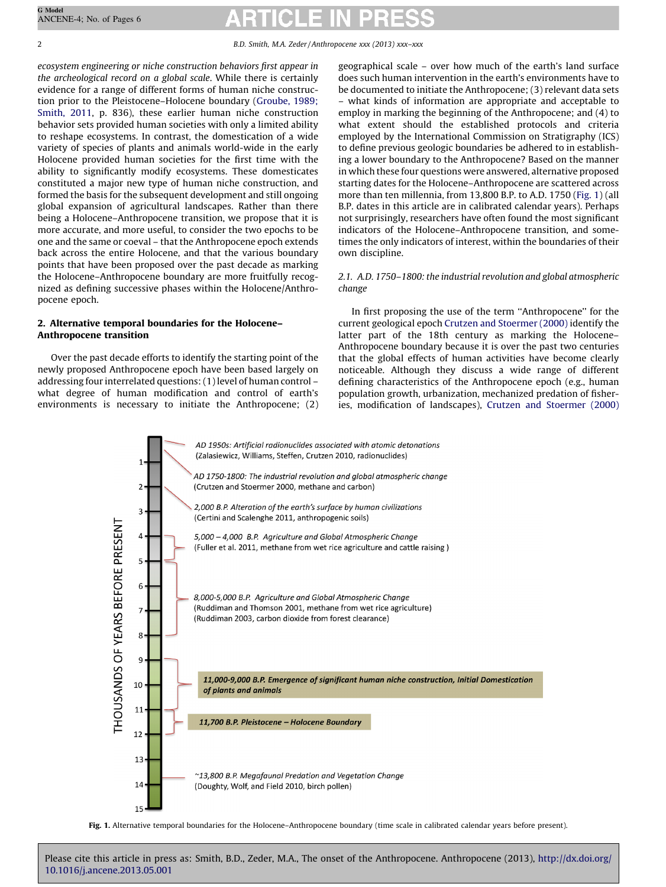*ecosystem engineering or niche construction behaviors first appear in the archeological record on a global scale.* While there is certainly evidence for a range of different forms of human niche construction prior to the Pleistocene–Holocene boundary (Groube, 1989; Smith, 2011, p. 836), these earlier human niche construction behavior sets provided human societies with only a limited ability to reshape ecosystems. In contrast, the domestication of a wide variety of species of plants and animals world-wide in the early Holocene provided human societies for the first time with the ability to significantly modify ecosystems. These domesticates constituted a major new type of human niche construction, and formed the basis for the subsequent development and still ongoing global expansion of agricultural landscapes. Rather than there being a Holocene–Anthropocene transition, we propose that it is more accurate, and more useful, to consider the two epochs to be one and the same or coeval – that the Anthropocene epoch extends back across the entire Holocene, and that the various boundary points that have been proposed over the past decade as marking the Holocene–Anthropocene boundary are more fruitfully recognized as defining successive phases within the Holocene/Anthropocene epoch.

## 2. Alternative temporal boundaries for the Holocene–Anthropocene transition

Over the past decade efforts to identify the starting point of the newly proposed Anthropocene epoch have been based largely on addressing four interrelated questions: (1) level of human control – what degree of human modification and control of earth's environments is necessary to initiate the Anthropocene; (2) geographical scale – over how much of the earth's land surface does such human intervention in the earth's environments have to be documented to initiate the Anthropocene; (3) relevant data sets – what kinds of information are appropriate and acceptable to employ in marking the beginning of the Anthropocene; and (4) to what extent should the established protocols and criteria employed by the International Commission on Stratigraphy (ICS) to define previous geologic boundaries be adhered to in establishing a lower boundary to the Anthropocene? Based on the manner in which these four questions were answered, alternative proposed starting dates for the Holocene–Anthropocene are scattered across more than ten millennia, from 13,800 B.P. to A.D. 1750 (Fig. 1) (all B.P. dates in this article are in calibrated calendar years). Perhaps not surprisingly, researchers have often found the most significant indicators of the Holocene–Anthropocene transition, and sometimes the only indicators of interest, within the boundaries of their own discipline.

### 2.1. A.D. 1750–1800: the industrial revolution and global atmospheric change

In first proposing the use of the term "Anthropocene" for the current geological epoch Crutzen and Stoermer (2000) identify the latter part of the 18th century as marking the Holocene–Anthropocene boundary because it is over the past two centuries that the global effects of human activities have become clearly noticeable. Although they discuss a wide range of different defining characteristics of the Anthropocene epoch (e.g., human population growth, urbanization, mechanized predation of fisheries, modification of landscapes), Crutzen and Stoermer (2000)

**Fig. 1.** Alternative temporal boundaries for the Holocene–Anthropocene boundary (time scale in calibrated calendar years before present).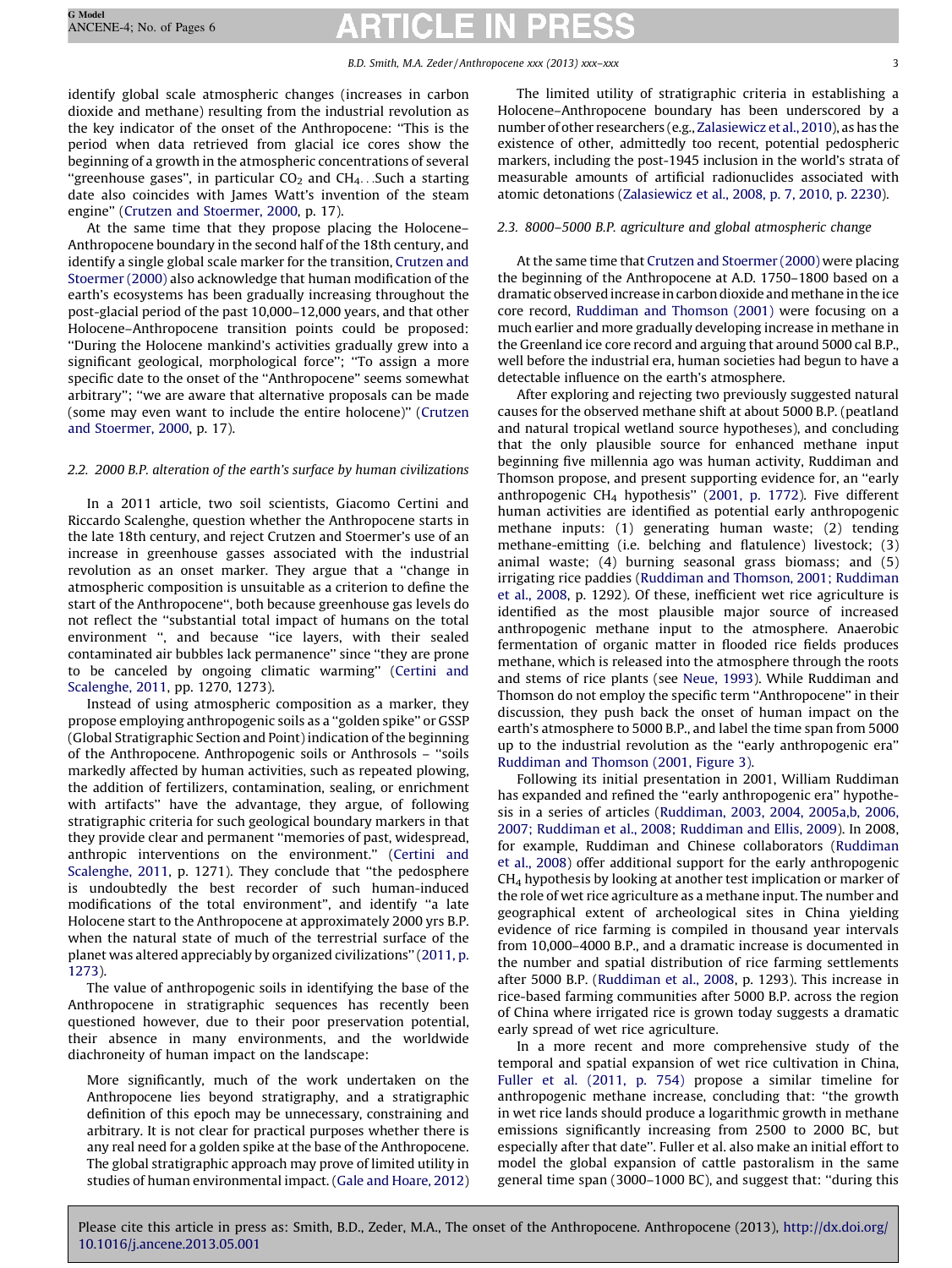identify global scale atmospheric changes (increases in carbon dioxide and methane) resulting from the industrial revolution as the key indicator of the onset of the Anthropocene: "This is the period when data retrieved from glacial ice cores show the beginning of a growth in the atmospheric concentrations of several "greenhouse gases", in particular $CO_2$ and $CH_4$. . .Such a starting date also coincides with James Watt's invention of the steam engine" (Crutzen and Stoermer, 2000, p. 17).

At the same time that they propose placing the Holocene–Anthropocene boundary in the second half of the 18th century, and identify a single global scale marker for the transition, Crutzen and Stoermer (2000) also acknowledge that human modification of the earth's ecosystems has been gradually increasing throughout the post-glacial period of the past 10,000–12,000 years, and that other Holocene–Anthropocene transition points could be proposed: "During the Holocene mankind's activities gradually grew into a significant geological, morphological force"; "To assign a more specific date to the onset of the "Anthropocene" seems somewhat arbitrary"; "we are aware that alternative proposals can be made (some may even want to include the entire holocene)" (Crutzen and Stoermer, 2000, p. 17).

### 2.2. 2000 B.P. alteration of the earth's surface by human civilizations

In a 2011 article, two soil scientists, Giacomo Certini and Riccardo Scalenghe, question whether the Anthropocene starts in the late 18th century, and reject Crutzen and Stoermer's use of an increase in greenhouse gasses associated with the industrial revolution as an onset marker. They argue that a "change in atmospheric composition is unsuitable as a criterion to define the start of the Anthropocene", both because greenhouse gas levels do not reflect the "substantial total impact of humans on the total environment ", and because "ice layers, with their sealed contaminated air bubbles lack permanence" since "they are prone to be canceled by ongoing climatic warming" (Certini and Scalenghe, 2011, pp. 1270, 1273).

Instead of using atmospheric composition as a marker, they propose employing anthropogenic soils as a "golden spike" or GSSP (Global Stratigraphic Section and Point) indication of the beginning of the Anthropocene. Anthropogenic soils or Anthrosols – "soils markedly affected by human activities, such as repeated plowing, the addition of fertilizers, contamination, sealing, or enrichment with artifacts" have the advantage, they argue, of following stratigraphic criteria for such geological boundary markers in that they provide clear and permanent "memories of past, widespread, anthropic interventions on the environment." (Certini and Scalenghe, 2011, p. 1271). They conclude that "the pedosphere is undoubtedly the best recorder of such human-induced modifications of the total environment", and identify "a late Holocene start to the Anthropocene at approximately 2000 yrs B.P. when the natural state of much of the terrestrial surface of the planet was altered appreciably by organized civilizations" (2011, p. 1273).

The value of anthropogenic soils in identifying the base of the Anthropocene in stratigraphic sequences has recently been questioned however, due to their poor preservation potential, their absence in many environments, and the worldwide diachroneity of human impact on the landscape:

> More significantly, much of the work undertaken on the Anthropocene lies beyond stratigraphy, and a stratigraphic definition of this epoch may be unnecessary, constraining and arbitrary. It is not clear for practical purposes whether there is any real need for a golden spike at the base of the Anthropocene. The global stratigraphic approach may prove of limited utility in studies of human environmental impact. (Gale and Hoare, 2012)

The limited utility of stratigraphic criteria in establishing a Holocene–Anthropocene boundary has been underscored by a number of other researchers (e.g., Zalasiewicz et al., 2010), as has the existence of other, admittedly too recent, potential pedospheric markers, including the post-1945 inclusion in the world's strata of measurable amounts of artificial radionuclides associated with atomic detonations (Zalasiewicz et al., 2008, p. 7, 2010, p. 2230).

### 2.3. 8000–5000 B.P. agriculture and global atmospheric change

At the same time that Crutzen and Stoermer (2000) were placing the beginning of the Anthropocene at A.D. 1750–1800 based on a dramatic observed increase in carbon dioxide and methane in the ice core record, Ruddiman and Thomson (2001) were focusing on a much earlier and more gradually developing increase in methane in the Greenland ice core record and arguing that around 5000 cal B.P., well before the industrial era, human societies had begun to have a detectable influence on the earth's atmosphere.

After exploring and rejecting two previously suggested natural causes for the observed methane shift at about 5000 B.P. (peatland and natural tropical wetland source hypotheses), and concluding that the only plausible source for enhanced methane input beginning five millennia ago was human activity, Ruddiman and Thomson propose, and present supporting evidence for, an "early anthropogenic $CH_4$ hypothesis" (2001, p. 1772). Five different human activities are identified as potential early anthropogenic methane inputs: (1) generating human waste; (2) tending methane-emitting (i.e. belching and flatulence) livestock; (3) animal waste; (4) burning seasonal grass biomass; and (5) irrigating rice paddies (Ruddiman and Thomson, 2001; Ruddiman et al., 2008, p. 1292). Of these, inefficient wet rice agriculture is identified as the most plausible major source of increased anthropogenic methane input to the atmosphere. Anaerobic fermentation of organic matter in flooded rice fields produces methane, which is released into the atmosphere through the roots and stems of rice plants (see Neue, 1993). While Ruddiman and Thomson do not employ the specific term "Anthropocene" in their discussion, they push back the onset of human impact on the earth's atmosphere to 5000 B.P., and label the time span from 5000 up to the industrial revolution as the "early anthropogenic era" Ruddiman and Thomson (2001, Figure 3).

Following its initial presentation in 2001, William Ruddiman has expanded and refined the "early anthropogenic era" hypothesis in a series of articles (Ruddiman, 2003, 2004, 2005a,b, 2006, 2007; Ruddiman et al., 2008; Ruddiman and Ellis, 2009). In 2008, for example, Ruddiman and Chinese collaborators (Ruddiman et al., 2008) offer additional support for the early anthropogenic $CH_4$ hypothesis by looking at another test implication or marker of the role of wet rice agriculture as a methane input. The number and geographical extent of archeological sites in China yielding evidence of rice farming is compiled in thousand year intervals from 10,000–4000 B.P., and a dramatic increase is documented in the number and spatial distribution of rice farming settlements after 5000 B.P. (Ruddiman et al., 2008, p. 1293). This increase in rice-based farming communities after 5000 B.P. across the region of China where irrigated rice is grown today suggests a dramatic early spread of wet rice agriculture.

In a more recent and more comprehensive study of the temporal and spatial expansion of wet rice cultivation in China, Fuller et al. (2011, p. 754) propose a similar timeline for anthropogenic methane increase, concluding that: "the growth in wet rice lands should produce a logarithmic growth in methane emissions significantly increasing from 2500 to 2000 BC, but especially after that date". Fuller et al. also make an initial effort to model the global expansion of cattle pastoralism in the same general time span (3000–1000 BC), and suggest that: "during this

Please cite this article in press as: Smith, B.D., Zeder, M.A., The onset of the Anthropocene. Anthropocene (2013), http://dx.doi.org/10.1016/j.ancene.2013.05.001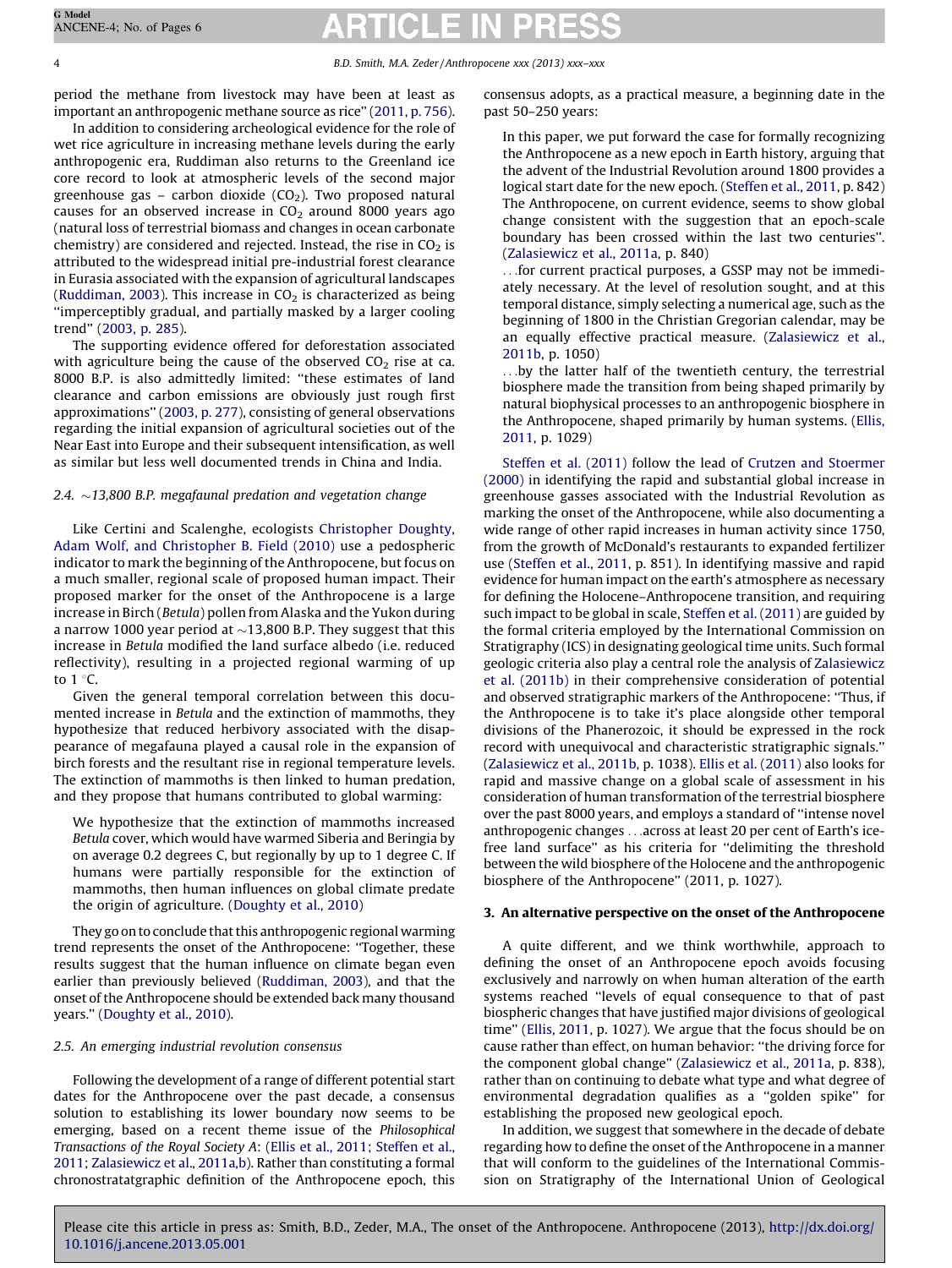period the methane from livestock may have been at least as important an anthropogenic methane source as rice" (2011, p. 756).

In addition to considering archeological evidence for the role of wet rice agriculture in increasing methane levels during the early anthropogenic era, Ruddiman also returns to the Greenland ice core record to look at atmospheric levels of the second major greenhouse gas – carbon dioxide ($CO_2$). Two proposed natural causes for an observed increase in $CO_2$ around 8000 years ago (natural loss of terrestrial biomass and changes in ocean carbonate chemistry) are considered and rejected. Instead, the rise in $CO_2$ is attributed to the widespread initial pre-industrial forest clearance in Eurasia associated with the expansion of agricultural landscapes (Ruddiman, 2003). This increase in $CO_2$ is characterized as being "imperceptibly gradual, and partially masked by a larger cooling trend" (2003, p. 285).

The supporting evidence offered for deforestation associated with agriculture being the cause of the observed $CO_2$ rise at ca. 8000 B.P. is also admittedly limited: "these estimates of land clearance and carbon emissions are obviously just rough first approximations" (2003, p. 277), consisting of general observations regarding the initial expansion of agricultural societies out of the Near East into Europe and their subsequent intensification, as well as similar but less well documented trends in China and India.

### 2.4. ~13,800 B.P. megafaunal predation and vegetation change

Like Certini and Scalenghe, ecologists Christopher Doughty, Adam Wolf, and Christopher B. Field (2010) use a pedospheric indicator to mark the beginning of the Anthropocene, but focus on a much smaller, regional scale of proposed human impact. Their proposed marker for the onset of the Anthropocene is a large increase in Birch (*Betula*) pollen from Alaska and the Yukon during a narrow 1000 year period at ~13,800 B.P. They suggest that this increase in *Betula* modified the land surface albedo (i.e. reduced reflectivity), resulting in a projected regional warming of up to 1 °C.

Given the general temporal correlation between this documented increase in *Betula* and the extinction of mammoths, they hypothesize that reduced herbivory associated with the disappearance of megafauna played a causal role in the expansion of birch forests and the resultant rise in regional temperature levels. The extinction of mammoths is then linked to human predation, and they propose that humans contributed to global warming:

> We hypothesize that the extinction of mammoths increased *Betula* cover, which would have warmed Siberia and Beringia by on average 0.2 degrees C, but regionally by up to 1 degree C. If humans were partially responsible for the extinction of mammoths, then human influences on global climate predate the origin of agriculture. (Doughty et al., 2010)

They go on to conclude that this anthropogenic regional warming trend represents the onset of the Anthropocene: "Together, these results suggest that the human influence on climate began even earlier than previously believed (Ruddiman, 2003), and that the onset of the Anthropocene should be extended back many thousand years." (Doughty et al., 2010).

### 2.5. An emerging industrial revolution consensus

Following the development of a range of different potential start dates for the Anthropocene over the past decade, a consensus solution to establishing its lower boundary now seems to be emerging, based on a recent theme issue of the *Philosophical Transactions of the Royal Society A*: (Ellis et al., 2011; Steffen et al., 2011; Zalasiewicz et al., 2011a,b). Rather than constituting a formal chronostratatgraphic definition of the Anthropocene epoch, this consensus adopts, as a practical measure, a beginning date in the past 50–250 years:

> In this paper, we put forward the case for formally recognizing the Anthropocene as a new epoch in Earth history, arguing that the advent of the Industrial Revolution around 1800 provides a logical start date for the new epoch. (Steffen et al., 2011, p. 842)
> The Anthropocene, on current evidence, seems to show global change consistent with the suggestion that an epoch-scale boundary has been crossed within the last two centuries". (Zalasiewicz et al., 2011a, p. 840)
> ...for current practical purposes, a GSSP may not be immediately necessary. At the level of resolution sought, and at this temporal distance, simply selecting a numerical age, such as the beginning of 1800 in the Christian Gregorian calendar, may be an equally effective practical measure. (Zalasiewicz et al., 2011b, p. 1050)
> ...by the latter half of the twentieth century, the terrestrial biosphere made the transition from being shaped primarily by natural biophysical processes to an anthropogenic biosphere in the Anthropocene, shaped primarily by human systems. (Ellis, 2011, p. 1029)

Steffen et al. (2011) follow the lead of Crutzen and Stoermer (2000) in identifying the rapid and substantial global increase in greenhouse gasses associated with the Industrial Revolution as marking the onset of the Anthropocene, while also documenting a wide range of other rapid increases in human activity since 1750, from the growth of McDonald's restaurants to expanded fertilizer use (Steffen et al., 2011, p. 851). In identifying massive and rapid evidence for human impact on the earth's atmosphere as necessary for defining the Holocene–Anthropocene transition, and requiring such impact to be global in scale, Steffen et al. (2011) are guided by the formal criteria employed by the International Commission on Stratigraphy (ICS) in designating geological time units. Such formal geologic criteria also play a central role the analysis of Zalasiewicz et al. (2011b) in their comprehensive consideration of potential and observed stratigraphic markers of the Anthropocene: "Thus, if the Anthropocene is to take it's place alongside other temporal divisions of the Phanerozoic, it should be expressed in the rock record with unequivocal and characteristic stratigraphic signals." (Zalasiewicz et al., 2011b, p. 1038). Ellis et al. (2011) also looks for rapid and massive change on a global scale of assessment in his consideration of human transformation of the terrestrial biosphere over the past 8000 years, and employs a standard of "intense novel anthropogenic changes ...across at least 20 per cent of Earth's ice-free land surface" as his criteria for "delimiting the threshold between the wild biosphere of the Holocene and the anthropogenic biosphere of the Anthropocene" (2011, p. 1027).

## 3. An alternative perspective on the onset of the Anthropocene

A quite different, and we think worthwhile, approach to defining the onset of an Anthropocene epoch avoids focusing exclusively and narrowly on when human alteration of the earth systems reached "levels of equal consequence to that of past biospheric changes that have justified major divisions of geological time" (Ellis, 2011, p. 1027). We argue that the focus should be on cause rather than effect, on human behavior: "the driving force for the component global change" (Zalasiewicz et al., 2011a, p. 838), rather than on continuing to debate what type and what degree of environmental degradation qualifies as a "golden spike" for establishing the proposed new geological epoch.

In addition, we suggest that somewhere in the decade of debate regarding how to define the onset of the Anthropocene in a manner that will conform to the guidelines of the International Commission on Stratigraphy of the International Union of Geological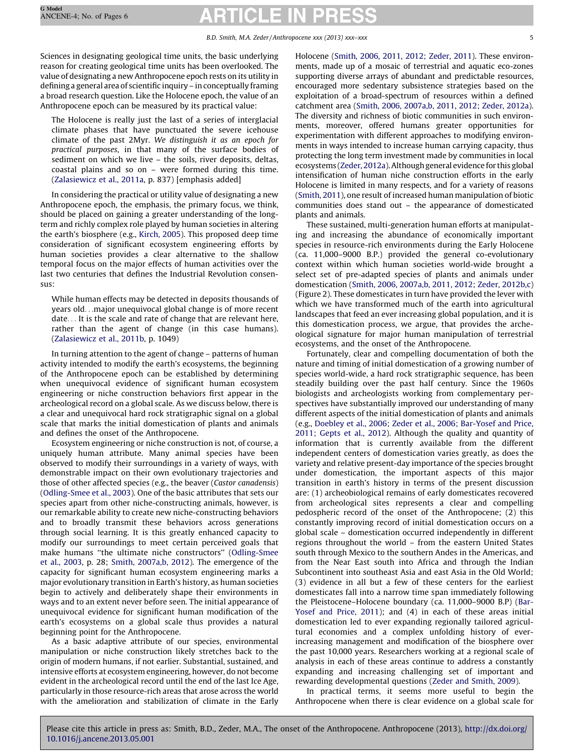Sciences in designating geological time units, the basic underlying reason for creating geological time units has been overlooked. The value of designating a new Anthropocene epoch rests on its utility in defining a general area of scientific inquiry – in conceptually framing a broad research question. Like the Holocene epoch, the value of an Anthropocene epoch can be measured by its practical value:

> The Holocene is really just the last of a series of interglacial climate phases that have punctuated the severe icehouse climate of the past 2Myr. *We distinguish it as an epoch for practical purposes*, in that many of the surface bodies of sediment on which we live – the soils, river deposits, deltas, coastal plains and so on – were formed during this time. (Zalasiewicz et al., 2011a, p. 837) [emphasis added]

In considering the practical or utility value of designating a new Anthropocene epoch, the emphasis, the primary focus, we think, should be placed on gaining a greater understanding of the long-term and richly complex role played by human societies in altering the earth's biosphere (e.g., Kirch, 2005). This proposed deep time consideration of significant ecosystem engineering efforts by human societies provides a clear alternative to the shallow temporal focus on the major effects of human activities over the last two centuries that defines the Industrial Revolution consensus:

> While human effects may be detected in deposits thousands of years old...major unequivocal global change is of more recent date... It is the scale and rate of change that are relevant here, rather than the agent of change (in this case humans). (Zalasiewicz et al., 2011b, p. 1049)

In turning attention to the agent of change – patterns of human activity intended to modify the earth's ecosystems, the beginning of the Anthropocene epoch can be established by determining when unequivocal evidence of significant human ecosystem engineering or niche construction behaviors first appear in the archeological record on a global scale. As we discuss below, there is a clear and unequivocal hard rock stratigraphic signal on a global scale that marks the initial domestication of plants and animals and defines the onset of the Anthropocene.

Ecosystem engineering or niche construction is not, of course, a uniquely human attribute. Many animal species have been observed to modify their surroundings in a variety of ways, with demonstrable impact on their own evolutionary trajectories and those of other affected species (e.g., the beaver (*Castor canadensis*) (Odling-Smee et al., 2003). One of the basic attributes that sets our species apart from other niche-constructing animals, however, is our remarkable ability to create new niche-constructing behaviors and to broadly transmit these behaviors across generations through social learning. It is this greatly enhanced capacity to modify our surroundings to meet certain perceived goals that make humans "the ultimate niche constructors" (Odling-Smee et al., 2003, p. 28; Smith, 2007a,b, 2012). The emergence of the capacity for significant human ecosystem engineering marks a major evolutionary transition in Earth's history, as human societies begin to actively and deliberately shape their environments in ways and to an extent never before seen. The initial appearance of unequivocal evidence for significant human modification of the earth's ecosystems on a global scale thus provides a natural beginning point for the Anthropocene.

As a basic adaptive attribute of our species, environmental manipulation or niche construction likely stretches back to the origin of modern humans, if not earlier. Substantial, sustained, and intensive efforts at ecosystem engineering, however, do not become evident in the archeological record until the end of the last Ice Age, particularly in those resource-rich areas that arose across the world with the amelioration and stabilization of climate in the Early Holocene (Smith, 2006, 2011, 2012; Zeder, 2011). These environments, made up of a mosaic of terrestrial and aquatic eco-zones supporting diverse arrays of abundant and predictable resources, encouraged more sedentary subsistence strategies based on the exploitation of a broad-spectrum of resources within a defined catchment area (Smith, 2006, 2007a,b, 2011, 2012; Zeder, 2012a). The diversity and richness of biotic communities in such environments, moreover, offered humans greater opportunities for experimentation with different approaches to modifying environments in ways intended to increase human carrying capacity, thus protecting the long term investment made by communities in local ecosystems (Zeder, 2012a). Although general evidence for this global intensification of human niche construction efforts in the early Holocene is limited in many respects, and for a variety of reasons (Smith, 2011), one result of increased human manipulation of biotic communities does stand out – the appearance of domesticated plants and animals.

These sustained, multi-generation human efforts at manipulating and increasing the abundance of economically important species in resource-rich environments during the Early Holocene (ca. 11,000–9000 B.P.) provided the general co-evolutionary context within which human societies world-wide brought a select set of pre-adapted species of plants and animals under domestication (Smith, 2006, 2007a,b, 2011, 2012; Zeder, 2012b,c) (Figure 2). These domesticates in turn have provided the lever with which we have transformed much of the earth into agricultural landscapes that feed an ever increasing global population, and it is this domestication process, we argue, that provides the archeological signature for major human manipulation of terrestrial ecosystems, and the onset of the Anthropocene.

Fortunately, clear and compelling documentation of both the nature and timing of initial domestication of a growing number of species world-wide, a hard rock stratigraphic sequence, has been steadily building over the past half century. Since the 1960s biologists and archeologists working from complementary perspectives have substantially improved our understanding of many different aspects of the initial domestication of plants and animals (e.g., Doebley et al., 2006; Zeder et al., 2006; Bar-Yosef and Price, 2011; Gepts et al., 2012). Although the quality and quantity of information that is currently available from the different independent centers of domestication varies greatly, as does the variety and relative present-day importance of the species brought under domestication, the important aspects of this major transition in earth's history in terms of the present discussion are: (1) archeobiological remains of early domesticates recovered from archeological sites represents a clear and compelling pedospheric record of the onset of the Anthropocene; (2) this constantly improving record of initial domestication occurs on a global scale – domestication occurred independently in different regions throughout the world – from the eastern United States south through Mexico to the southern Andes in the Americas, and from the Near East south into Africa and through the Indian Subcontinent into southeast Asia and east Asia in the Old World; (3) evidence in all but a few of these centers for the earliest domesticates fall into a narrow time span immediately following the Pleistocene–Holocene boundary (ca. 11,000–9000 B.P) (Bar-Yosef and Price, 2011); and (4) in each of these areas initial domestication led to ever expanding regionally tailored agricultural economies and a complex unfolding history of ever-increasing management and modification of the biosphere over the past 10,000 years. Researchers working at a regional scale of analysis in each of these areas continue to address a constantly expanding and increasing challenging set of important and rewarding developmental questions (Zeder and Smith, 2009).

In practical terms, it seems more useful to begin the Anthropocene when there is clear evidence on a global scale for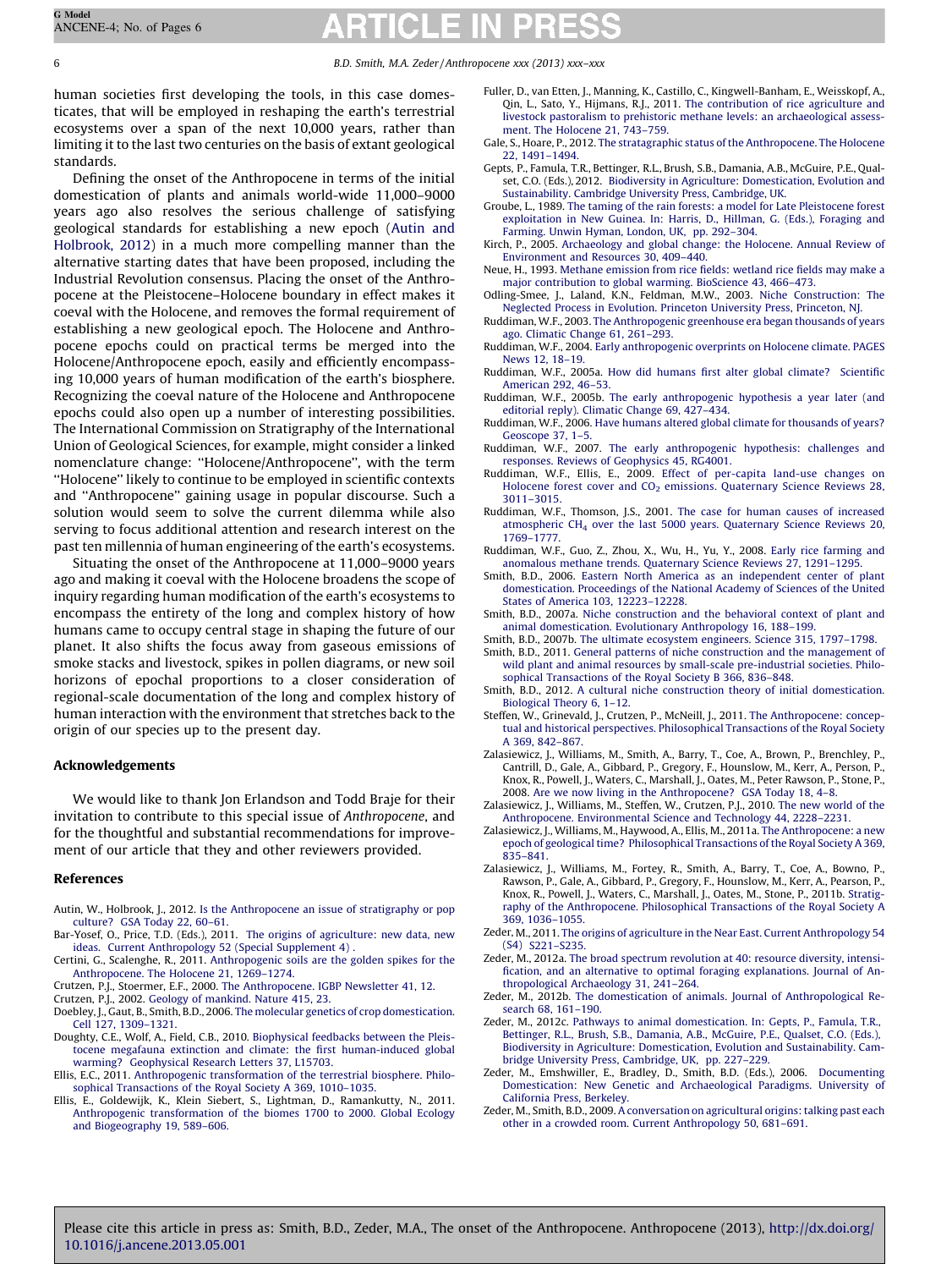human societies first developing the tools, in this case domesticates, that will be employed in reshaping the earth's terrestrial ecosystems over a span of the next 10,000 years, rather than limiting it to the last two centuries on the basis of extant geological standards.

Defining the onset of the Anthropocene in terms of the initial domestication of plants and animals world-wide 11,000–9000 years ago also resolves the serious challenge of satisfying geological standards for establishing a new epoch (Autin and Holbrook, 2012) in a much more compelling manner than the alternative starting dates that have been proposed, including the Industrial Revolution consensus. Placing the onset of the Anthropocene at the Pleistocene–Holocene boundary in effect makes it coeval with the Holocene, and removes the formal requirement of establishing a new geological epoch. The Holocene and Anthropocene epochs could on practical terms be merged into the Holocene/Anthropocene epoch, easily and efficiently encompassing 10,000 years of human modification of the earth's biosphere. Recognizing the coeval nature of the Holocene and Anthropocene epochs could also open up a number of interesting possibilities. The International Commission on Stratigraphy of the International Union of Geological Sciences, for example, might consider a linked nomenclature change: "Holocene/Anthropocene", with the term "Holocene" likely to continue to be employed in scientific contexts and "Anthropocene" gaining usage in popular discourse. Such a solution would seem to solve the current dilemma while also serving to focus additional attention and research interest on the past ten millennia of human engineering of the earth's ecosystems.

Situating the onset of the Anthropocene at 11,000–9000 years ago and making it coeval with the Holocene broadens the scope of inquiry regarding human modification of the earth's ecosystems to encompass the entirety of the long and complex history of how humans came to occupy central stage in shaping the future of our planet. It also shifts the focus away from gaseous emissions of smoke stacks and livestock, spikes in pollen diagrams, or new soil horizons of epochal proportions to a closer consideration of regional-scale documentation of the long and complex history of human interaction with the environment that stretches back to the origin of our species up to the present day.

## Acknowledgements

We would like to thank Jon Erlandson and Todd Braje for their invitation to contribute to this special issue of *Anthropocene*, and for the thoughtful and substantial recommendations for improvement of our article that they and other reviewers provided.

## References

Autin, W., Holbrook, J., 2012. Is the Anthropocene an issue of stratigraphy or pop culture? GSA Today 22, 60–61.

Bar-Yosef, O., Price, T.D. (Eds.), 2011. The origins of agriculture: new data, new ideas. Current Anthropology 52 (Special Supplement 4).

Certini, G., Scalenghe, R., 2011. Anthropogenic soils are the golden spikes for the Anthropocene. The Holocene 21, 1269–1274.

Crutzen, P.J., Stoermer, E.F., 2000. The Anthropocene. IGBP Newsletter 41, 12.

Crutzen, P.J., 2002. Geology of mankind. Nature 415, 23.

Doebley, J., Gaut, B., Smith, B.D., 2006. The molecular genetics of crop domestication. Cell 127, 1309–1321.

Doughty, C.E., Wolf, A., Field, C.B., 2010. Biophysical feedbacks between the Pleistocene megafauna extinction and climate: the first human-induced global warming? Geophysical Research Letters 37, L15703.

Ellis, E.C., 2011. Anthropogenic transformation of the terrestrial biosphere. Philosophical Transactions of the Royal Society A 369, 1010–1035.

Ellis, E., Goldewijk, K., Klein Siebert, S., Lightman, D., Ramankutty, N., 2011. Anthropogenic transformation of the biomes 1700 to 2000. Global Ecology and Biogeography 19, 589–606.

Fuller, D., van Etten, J., Manning, K., Castillo, C., Kingwell-Banham, E., Weisskopf, A., Qin, L., Sato, Y., Hijmans, R.J., 2011. The contribution of rice agriculture and livestock pastoralism to prehistoric methane levels: an archaeological assessment. The Holocene 21, 743–759.

Gale, S., Hoare, P., 2012. The stratagraphic status of the Anthropocene. The Holocene 22, 1491–1494.

Gepts, P., Famula, T.R., Bettinger, R.L., Brush, S.B., Damania, A.B., McGuire, P.E., Qualset, C.O. (Eds.), 2012. Biodiversity in Agriculture: Domestication, Evolution and Sustainability. Cambridge University Press, Cambridge, UK.

Groube, L., 1989. The taming of the rain forests: a model for Late Pleistocene forest exploitation in New Guinea. In: Harris, D., Hillman, G. (Eds.), Foraging and Farming. Unwin Hyman, London, UK, pp. 292–304.

Kirch, P., 2005. Archaeology and global change: the Holocene. Annual Review of Environment and Resources 30, 409–440.

Neue, H., 1993. Methane emission from rice fields: wetland rice fields may make a major contribution to global warming. BioScience 43, 466–473.

Odling-Smee, J., Laland, K.N., Feldman, M.W., 2003. Niche Construction: The Neglected Process in Evolution. Princeton University Press, Princeton, NJ.

Ruddiman, W.F., 2003. The Anthropogenic greenhouse era began thousands of years ago. Climatic Change 61, 261–293.

Ruddiman, W.F., 2004. Early anthropogenic overprints on Holocene climate. PAGES News 12, 18–19.

Ruddiman, W.F., 2005a. How did humans first alter global climate? Scientific American 292, 46–53.

Ruddiman, W.F., 2005b. The early anthropogenic hypothesis a year later (and editorial reply). Climatic Change 69, 427–434.

Ruddiman, W.F., 2006. Have humans altered global climate for thousands of years? Geoscope 37, 1–5.

Ruddiman, W.F., 2007. The early anthropogenic hypothesis: challenges and responses. Reviews of Geophysics 45, RG4001.

Ruddiman, W.F., Ellis, E., 2009. Effect of per-capita land-use changes on Holocene forest cover and $CO_2$ emissions. Quaternary Science Reviews 28, 3011–3015.

Ruddiman, W.F., Thomson, J.S., 2001. The case for human causes of increased atmospheric $CH_4$ over the last 5000 years. Quaternary Science Reviews 20, 1769–1777.

Ruddiman, W.F., Guo, Z., Zhou, X., Wu, H., Yu, Y., 2008. Early rice farming and anomalous methane trends. Quaternary Science Reviews 27, 1291–1295.

Smith, B.D., 2006. Eastern North America as an independent center of plant domestication. Proceedings of the National Academy of Sciences of the United States of America 103, 12223–12228.

Smith, B.D., 2007a. Niche construction and the behavioral context of plant and animal domestication. Evolutionary Anthropology 16, 188–199.

Smith, B.D., 2007b. The ultimate ecosystem engineers. Science 315, 1797–1798.

Smith, B.D., 2011. General patterns of niche construction and the management of wild plant and animal resources by small-scale pre-industrial societies. Philosophical Transactions of the Royal Society B 366, 836–848.

Smith, B.D., 2012. A cultural niche construction theory of initial domestication. Biological Theory 6, 1–12.

Steffen, W., Grinevald, J., Crutzen, P., McNeill, J., 2011. The Anthropocene: conceptual and historical perspectives. Philosophical Transactions of the Royal Society A 369, 842–867.

Zalasiewicz, J., Williams, M., Smith, A., Barry, T., Coe, A., Brown, P., Brenchley, P., Cantrill, D., Gale, A., Gibbard, P., Gregory, F., Hounslow, M., Kerr, A., Person, P., Knox, R., Powell, J., Waters, C., Marshall, J., Oates, M., Peter Rawson, P., Stone, P., 2008. Are we now living in the Anthropocene? GSA Today 18, 4–8.

Zalasiewicz, J., Williams, M., Steffen, W., Crutzen, P.J., 2010. The new world of the Anthropocene. Environmental Science and Technology 44, 2228–2231.

Zalasiewicz, J., Williams, M., Haywood, A., Ellis, M., 2011a. The Anthropocene: a new epoch of geological time? Philosophical Transactions of the Royal Society A 369, 835–841.

Zalasiewicz, J., Williams, M., Fortey, R., Smith, A., Barry, T., Coe, A., Bowno, P., Rawson, P., Gale, A., Gibbard, P., Gregory, F., Hounslow, M., Kerr, A., Pearson, P., Knox, R., Powell, J., Waters, C., Marshall, J., Oates, M., Stone, P., 2011b. Stratigraphy of the Anthropocene. Philosophical Transactions of the Royal Society A 369, 1036–1055.

Zeder, M., 2011. The origins of agriculture in the Near East. Current Anthropology 54 (S4) S221–S235.

Zeder, M., 2012a. The broad spectrum revolution at 40: resource diversity, intensification, and an alternative to optimal foraging explanations. Journal of Anthropological Archaeology 31, 241–264.

Zeder, M., 2012b. The domestication of animals. Journal of Anthropological Research 68, 161–190.

Zeder, M., 2012c. Pathways to animal domestication. In: Gepts, P., Famula, T.R., Bettinger, R.L., Brush, S.B., Damania, A.B., McGuire, P.E., Qualset, C.O. (Eds.), Biodiversity in Agriculture: Domestication, Evolution and Sustainability. Cambridge University Press, Cambridge, UK, pp. 227–229.

Zeder, M., Emshwiller, E., Bradley, D., Smith, B.D. (Eds.), 2006. Documenting Domestication: New Genetic and Archaeological Paradigms. University of California Press, Berkeley.

Zeder, M., Smith, B.D., 2009. A conversation on agricultural origins: talking past each other in a crowded room. Current Anthropology 50, 681–691.

Please cite this article in press as: Smith, B.D., Zeder, M.A., The onset of the Anthropocene. Anthropocene (2013), http://dx.doi.org/10.1016/j.ancene.2013.05.001